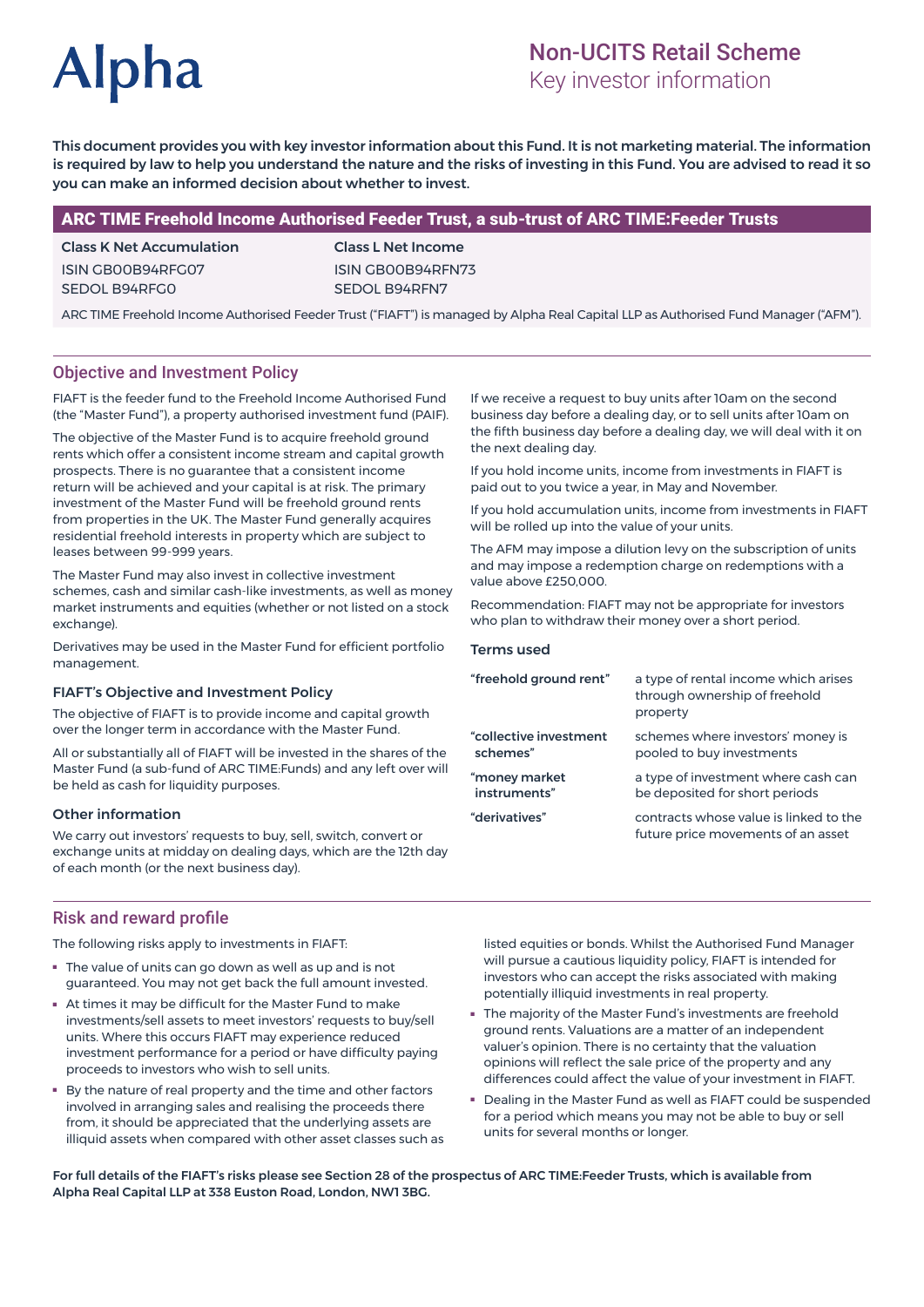Alpha

# Non-UCITS Retail Scheme

Key investor information

**This document provides you with key investor information about this Fund. It is not marketing material. The information is required by law to help you understand the nature and the risks of investing in this Fund. You are advised to read it so you can make an informed decision about whether to invest.**

## ARC TIME Freehold Income Authorised Feeder Trust, a sub-trust of ARC TIME:Feeder Trusts

| **Class K Net Accumulation** | **Class L Net Income** |
|---|---|
| ISIN GB00B94RFG07 | ISIN GB00B94RFN73 |
| SEDOL B94RFG0 | SEDOL B94RFN7 |

ARC TIME Freehold Income Authorised Feeder Trust ("FIAFT") is managed by Alpha Real Capital LLP as Authorised Fund Manager ("AFM").

## Objective and Investment Policy

FIAFT is the feeder fund to the Freehold Income Authorised Fund (the "Master Fund"), a property authorised investment fund (PAIF).

The objective of the Master Fund is to acquire freehold ground rents which offer a consistent income stream and capital growth prospects. There is no guarantee that a consistent income return will be achieved and your capital is at risk. The primary investment of the Master Fund will be freehold ground rents from properties in the UK. The Master Fund generally acquires residential freehold interests in property which are subject to leases between 99-999 years.

The Master Fund may also invest in collective investment schemes, cash and similar cash-like investments, as well as money market instruments and equities (whether or not listed on a stock exchange).

Derivatives may be used in the Master Fund for efficient portfolio management.

### FIAFT's Objective and Investment Policy

The objective of FIAFT is to provide income and capital growth over the longer term in accordance with the Master Fund.

All or substantially all of FIAFT will be invested in the shares of the Master Fund (a sub-fund of ARC TIME:Funds) and any left over will be held as cash for liquidity purposes.

### Other information

We carry out investors' requests to buy, sell, switch, convert or exchange units at midday on dealing days, which are the 12th day of each month (or the next business day).

If we receive a request to buy units after 10am on the second business day before a dealing day, or to sell units after 10am on the fifth business day before a dealing day, we will deal with it on the next dealing day.

If you hold income units, income from investments in FIAFT is paid out to you twice a year, in May and November.

If you hold accumulation units, income from investments in FIAFT will be rolled up into the value of your units.

The AFM may impose a dilution levy on the subscription of units and may impose a redemption charge on redemptions with a value above £250,000.

Recommendation: FIAFT may not be appropriate for investors who plan to withdraw their money over a short period.

### Terms used

| | |
|---|---|
| **"freehold ground rent"** | a type of rental income which arises through ownership of freehold property |
| **"collective investment schemes"** | schemes where investors' money is pooled to buy investments |
| **"money market instruments"** | a type of investment where cash can be deposited for short periods |
| **"derivatives"** | contracts whose value is linked to the future price movements of an asset |

## Risk and reward profile

The following risks apply to investments in FIAFT:

- The value of units can go down as well as up and is not guaranteed. You may not get back the full amount invested.
- At times it may be difficult for the Master Fund to make investments/sell assets to meet investors' requests to buy/sell units. Where this occurs FIAFT may experience reduced investment performance for a period or have difficulty paying proceeds to investors who wish to sell units.
- By the nature of real property and the time and other factors involved in arranging sales and realising the proceeds there from, it should be appreciated that the underlying assets are illiquid assets when compared with other asset classes such as listed equities or bonds. Whilst the Authorised Fund Manager will pursue a cautious liquidity policy, FIAFT is intended for investors who can accept the risks associated with making potentially illiquid investments in real property.
- The majority of the Master Fund's investments are freehold ground rents. Valuations are a matter of an independent valuer's opinion. There is no certainty that the valuation opinions will reflect the sale price of the property and any differences could affect the value of your investment in FIAFT.
- Dealing in the Master Fund as well as FIAFT could be suspended for a period which means you may not be able to buy or sell units for several months or longer.

**For full details of the FIAFT's risks see Section 28 of the prospectus of ARC TIME:Feeder Trusts, which is available from Alpha Real Capital LLP at 338 Euston Road, London, NW1 3BG.**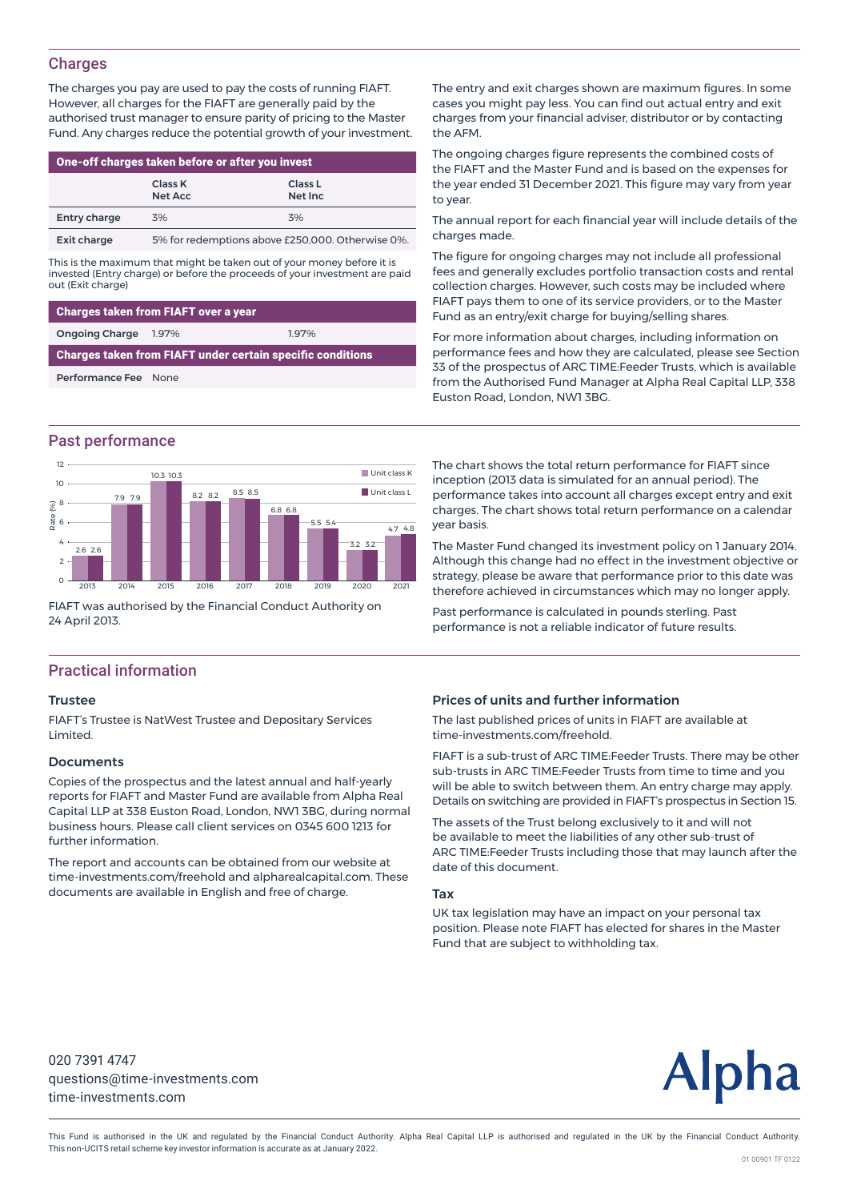## Charges

The charges you pay are used to pay the costs of running FIAFT. However, all charges for the FIAFT are generally paid by the authorised trust manager to ensure parity of pricing to the Master Fund. Any charges reduce the potential growth of your investment.

| One-off charges taken before or after you invest | | |
|---|---|---|
| | Class K Net Acc | Class L Net Inc |
| Entry charge | 3% | 3% |
| Exit charge | 5% for redemptions above £250,000. Otherwise 0%. | |

This is the maximum that might be taken out of your money before it is invested (Entry charge) or before the proceeds of your investment are paid out (Exit charge)

| Charges taken from FIAFT over a year | | |
|---|---|---|
| Ongoing Charge | 1.97% | 1.97% |
| **Charges taken from FIAFT under certain specific conditions** | | |
| Performance Fee | None | |

The entry and exit charges shown are maximum figures. In some cases you might pay less. You can find out actual entry and exit charges from your financial adviser, distributor or by contacting the AFM.

The ongoing charges figure represents the combined costs of the FIAFT and the Master Fund and is based on the expenses for the year ended 31 December 2021. This figure may vary from year to year.

The annual report for each financial year will include details of the charges made.

The figure for ongoing charges may not include all professional fees and generally excludes portfolio transaction costs and rental collection charges. However, such costs may be included where FIAFT pays them to one of its service providers, or to the Master Fund as an entry/exit charge for buying/selling shares.

For more information about charges, including information on performance fees and how they are calculated, please see Section 33 of the prospectus of ARC TIME:Feeder Trusts, which is available from the Authorised Fund Manager at Alpha Real Capital LLP, 338 Euston Road, London, NW1 3BG.

## Past performance

Rate (%)

12
10
8
6
4
2
0

2013 2014 2015 2016 2017 2018 2019 2020 2021

2.6 2.6
7.9 7.9
10.3 10.3
8.2 8.2
8.5 8.5
6.8 6.8
5.5 5.4
3.2 3.2
4.7 4.8

Unit class K
Unit class L

FIAFT was authorised by the Financial Conduct Authority on 24 April 2013.

The chart shows the total return performance for FIAFT since inception (2013 data is simulated for an annual period). The performance takes into account all charges except entry and exit charges. The chart shows total return performance on a calendar year basis.

The Master Fund changed its investment policy on 1 January 2014. Although this change had no effect in the investment objective or strategy, please be aware that performance prior to this date was therefore achieved in circumstances which may no longer apply.

Past performance is calculated in pounds sterling. Past performance is not a reliable indicator of future results.

## Practical information

### Trustee

FIAFT's Trustee is NatWest Trustee and Depositary Services Limited.

### Documents

Copies of the prospectus and the latest annual and half-yearly reports for FIAFT and Master Fund are available from Alpha Real Capital LLP at 338 Euston Road, London, NW1 3BG, during normal business hours. Please call client services on 0345 600 1213 for further information.

The report and accounts can be obtained from our website at time-investments.com/freehold and alpharealcapital.com. These documents are available in English and free of charge.

### Prices of units and further information

The last published prices of units in FIAFT are available at time-investments.com/freehold.

FIAFT is a sub-trust of ARC TIME:Feeder Trusts. There may be other sub-trusts in ARC TIME:Feeder Trusts from time to time and you will be able to switch between them. An entry charge may apply. Details on switching are provided in FIAFT's prospectus in Section 15.

The assets of the Trust belong exclusively to it and will not be available to meet the liabilities of any other sub-trust of ARC TIME:Feeder Trusts including those that may launch after the date of this document.

### Tax

UK tax legislation may have an impact on your personal tax position. Please note FIAFT has elected for shares in the Master Fund that are subject to withholding tax.

020 7391 4747
questions@time-investments.com
time-investments.com

Alpha

This Fund is authorised in the UK and regulated by the Financial Conduct Authority. Alpha Real Capital LLP is authorised and regulated in the UK by the Financial Conduct Authority. This non-UCITS retail scheme key investor information is accurate as at January 2022.

01 00901 TF 0122